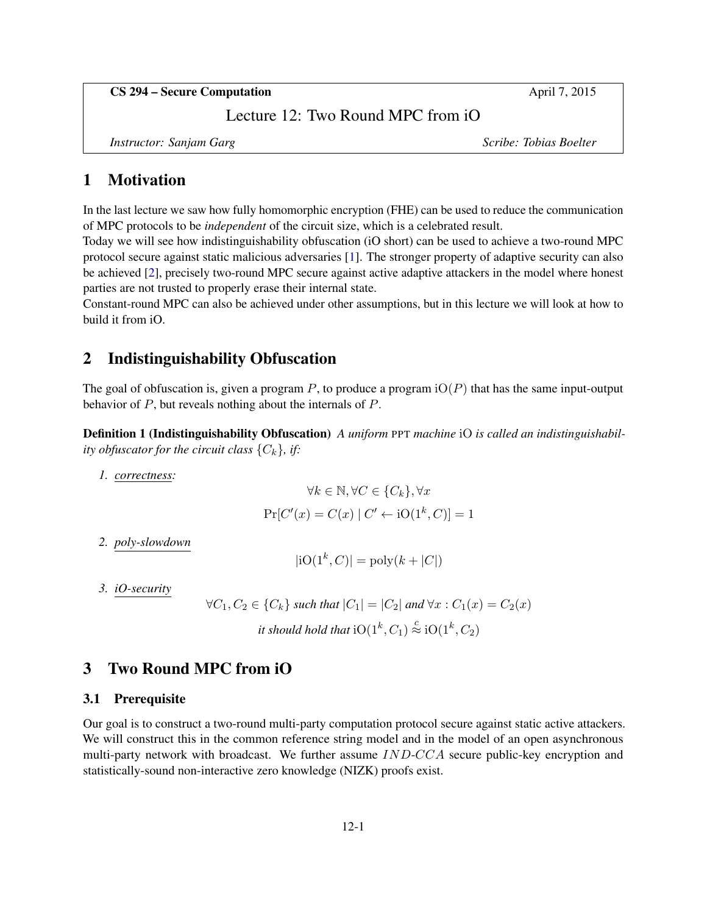**CS 294 – Secure Computation** April 7, 2015

# Lecture 12: Two Round MPC from iO

*Instructor: Sanjam Garg* *Scribe: Tobias Boelter*

## 1 Motivation

In the last lecture we saw how fully homomorphic encryption (FHE) can be used to reduce the communication of MPC protocols to be *independent* of the circuit size, which is a celebrated result.
Today we will see how indistinguishability obfuscation (iO short) can be used to achieve a two-round MPC protocol secure against static malicious adversaries [1]. The stronger property of adaptive security can also be achieved [2], precisely two-round MPC secure against active adaptive attackers in the model where honest parties are not trusted to properly erase their internal state.
Constant-round MPC can also be achieved under other assumptions, but in this lecture we will look at how to build it from iO.

## 2 Indistinguishability Obfuscation

The goal of obfuscation is, given a program $P$, to produce a program $\text{iO}(P)$ that has the same input-output behavior of $P$, but reveals nothing about the internals of $P$.

**Definition 1 (Indistinguishability Obfuscation)** *A uniform* PPT *machine* iO *is called an indistinguishability obfuscator for the circuit class* $\{C_k\}$*, if:*

1. *correctness:*

$$\forall k \in \mathbb{N}, \forall C \in \{C_k\}, \forall x$$

$$\Pr[C'(x) = C(x) \mid C' \leftarrow \text{iO}(1^k, C)] = 1$$

2. *poly-slowdown*

$$|\text{iO}(1^k, C)| = \text{poly}(k + |C|)$$

3. *iO-security*

$$\forall C_1, C_2 \in \{C_k\} \text{ such that } |C_1| = |C_2| \text{ and } \forall x : C_1(x) = C_2(x)$$

$$\text{it should hold that } \text{iO}(1^k, C_1) \overset{c}{\approx} \text{iO}(1^k, C_2)$$

## 3 Two Round MPC from iO

### 3.1 Prerequisite

Our goal is to construct a two-round multi-party computation protocol secure against static active attackers. We will construct this in the common reference string model and in the model of an open asynchronous multi-party network with broadcast. We further assume $IND\text{-}CCA$ secure public-key encryption and statistically-sound non-interactive zero knowledge (NIZK) proofs exist.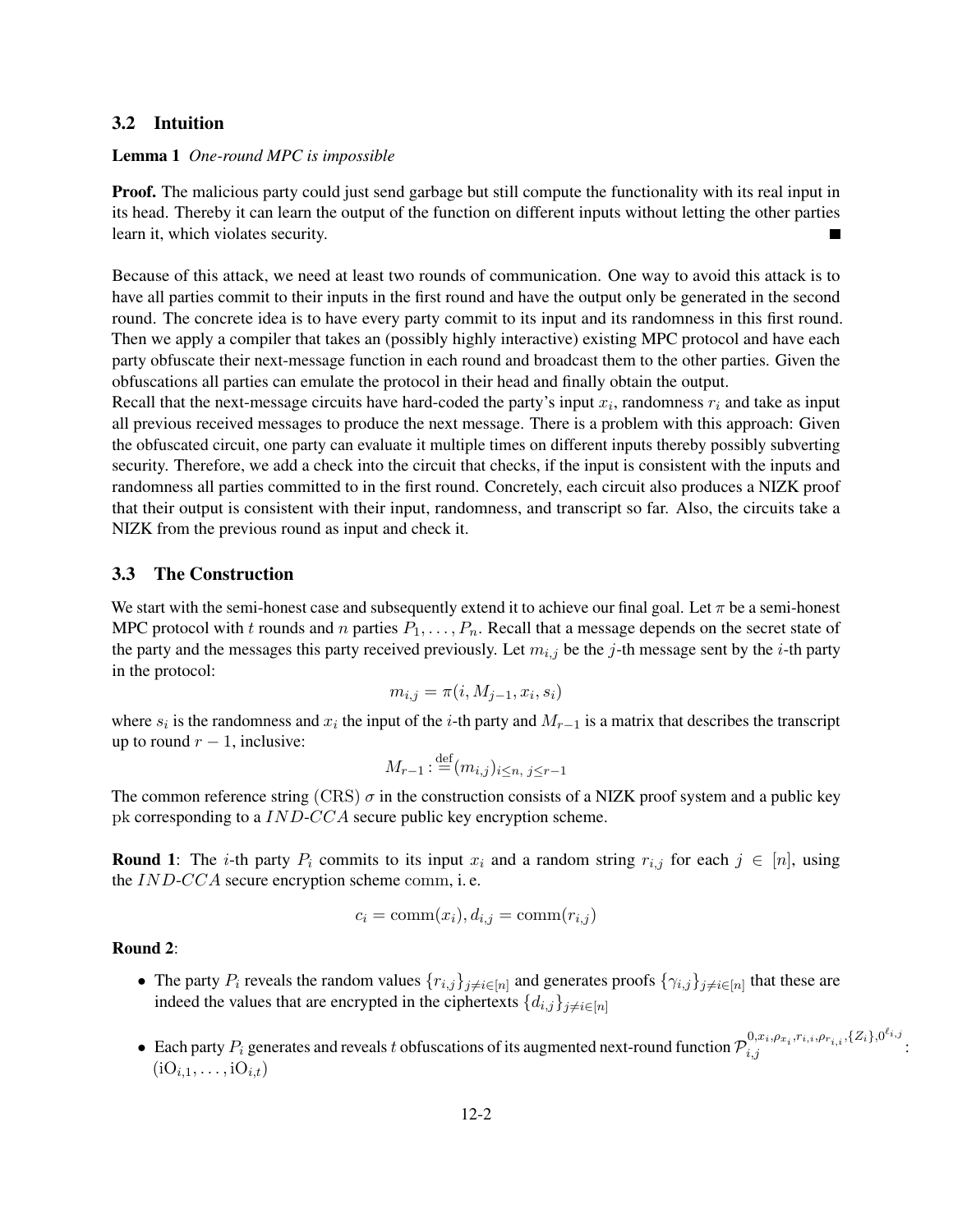### 3.2 Intuition

**Lemma 1** *One-round MPC is impossible*

**Proof.** The malicious party could just send garbage but still compute the functionality with its real input in its head. Thereby it can learn the output of the function on different inputs without letting the other parties learn it, which violates security. ■

Because of this attack, we need at least two rounds of communication. One way to avoid this attack is to have all parties commit to their inputs in the first round and have the output only be generated in the second round. The concrete idea is to have every party commit to its input and its randomness in this first round. Then we apply a compiler that takes an (possibly highly interactive) existing MPC protocol and have each party obfuscate their next-message function in each round and broadcast them to the other parties. Given the obfuscations all parties can emulate the protocol in their head and finally obtain the output.
Recall that the next-message circuits have hard-coded the party's input $x_i$, randomness $r_i$ and take as input all previous received messages to produce the next message. There is a problem with this approach: Given the obfuscated circuit, one party can evaluate it multiple times on different inputs thereby possibly subverting security. Therefore, we add a check into the circuit that checks, if the input is consistent with the inputs and randomness all parties committed to in the first round. Concretely, each circuit also produces a NIZK proof that their output is consistent with their input, randomness, and transcript so far. Also, the circuits take a NIZK from the previous round as input and check it.

### 3.3 The Construction

We start with the semi-honest case and subsequently extend it to achieve our final goal. Let $\pi$ be a semi-honest MPC protocol with $t$ rounds and $n$ parties $P_1, \ldots, P_n$. Recall that a message depends on the secret state of the party and the messages this party received previously. Let $m_{i,j}$ be the $j$-th message sent by the $i$-th party in the protocol:

$$m_{i,j} = \pi(i, M_{j-1}, x_i, s_i)$$

where $s_i$ is the randomness and $x_i$ the input of the $i$-th party and $M_{r-1}$ is a matrix that describes the transcript up to round $r-1$, inclusive:

$$M_{r-1} :\stackrel{\text{def}}{=} (m_{i,j})_{i \leq n,\, j \leq r-1}$$

The common reference string (CRS) $\sigma$ in the construction consists of a NIZK proof system and a public key $\text{pk}$ corresponding to a $IND\text{-}CCA$ secure public key encryption scheme.

**Round 1**: The $i$-th party $P_i$ commits to its input $x_i$ and a random string $r_{i,j}$ for each $j \in [n]$, using the $IND\text{-}CCA$ secure encryption scheme $\text{comm}$, i. e.

$$c_i = \text{comm}(x_i), d_{i,j} = \text{comm}(r_{i,j})$$

**Round 2**:

- The party $P_i$ reveals the random values $\{r_{i,j}\}_{j \neq i \in [n]}$ and generates proofs $\{\gamma_{i,j}\}_{j \neq i \in [n]}$ that these are indeed the values that are encrypted in the ciphertexts $\{d_{i,j}\}_{j \neq i \in [n]}$
- Each party $P_i$ generates and reveals $t$ obfuscations of its augmented next-round function $\mathcal{P}_{i,j}^{0, x_i, \rho_{x_i}, r_{i,i}, \rho_{r_{i,i}}, \{Z_i\}, 0^{\ell_{i,j}}}$: $(\text{iO}_{i,1}, \ldots, \text{iO}_{i,t})$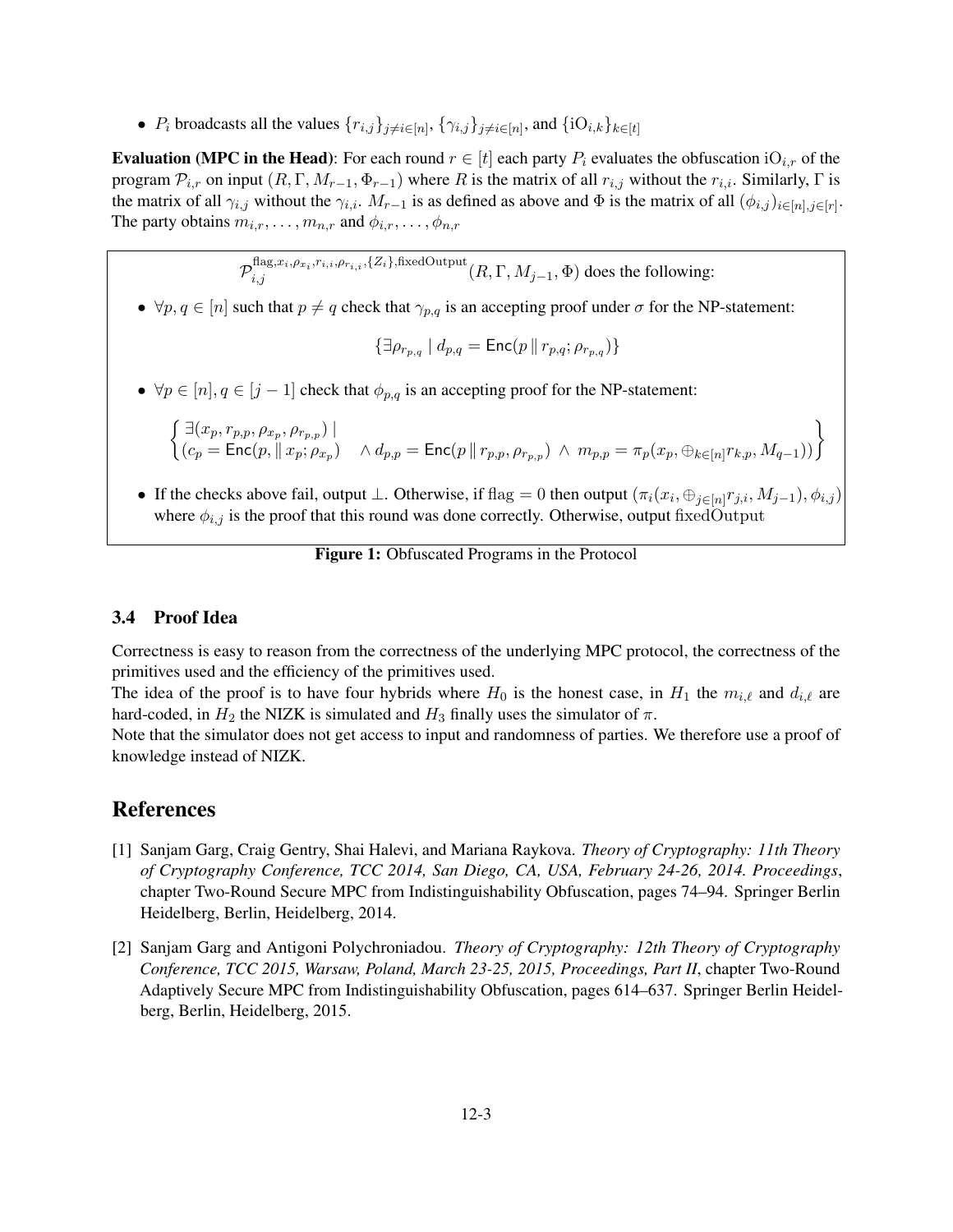- $P_i$ broadcasts all the values $\{r_{i,j}\}_{j \neq i \in [n]}$, $\{\gamma_{i,j}\}_{j \neq i \in [n]}$, and $\{\mathrm{iO}_{i,k}\}_{k \in [t]}$

**Evaluation (MPC in the Head)**: For each round $r \in [t]$ each party $P_i$ evaluates the obfuscation $\mathrm{iO}_{i,r}$ of the program $\mathcal{P}_{i,r}$ on input $(R, \Gamma, M_{r-1}, \Phi_{r-1})$ where $R$ is the matrix of all $r_{i,j}$ without the $r_{i,i}$. Similarly, $\Gamma$ is the matrix of all $\gamma_{i,j}$ without the $\gamma_{i,i}$. $M_{r-1}$ is as defined as above and $\Phi$ is the matrix of all $(\phi_{i,j})_{i \in [n], j \in [r]}$. The party obtains $m_{i,r}, \ldots, m_{n,r}$ and $\phi_{i,r}, \ldots, \phi_{n,r}$

$\mathcal{P}_{i,j}^{\mathrm{flag}, x_i, \rho_{x_i}, r_{i,i}, \rho_{r_{i,i}}, \{Z_i\}, \mathrm{fixedOutput}}(R, \Gamma, M_{j-1}, \Phi)$ does the following:

- $\forall p, q \in [n]$ such that $p \neq q$ check that $\gamma_{p,q}$ is an accepting proof under $\sigma$ for the NP-statement:

$$\{\exists \rho_{r_{p,q}} \mid d_{p,q} = \mathsf{Enc}(p \,\|\, r_{p,q}; \rho_{r_{p,q}})\}$$

- $\forall p \in [n], q \in [j-1]$ check that $\phi_{p,q}$ is an accepting proof for the NP-statement:

$$\left\{ \begin{array}{l} \exists (x_p, r_{p,p}, \rho_{x_p}, \rho_{r_{p,p}}) \mid \\ (c_p = \mathsf{Enc}(p, \| \, x_p; \rho_{x_p}) \quad \wedge d_{p,p} = \mathsf{Enc}(p \,\|\, r_{p,p}, \rho_{r_{p,p}}) \;\wedge\; m_{p,p} = \pi_p(x_p, \oplus_{k \in [n]} r_{k,p}, M_{q-1})) \end{array} \right\}$$

- If the checks above fail, output $\perp$. Otherwise, if $\mathrm{flag} = 0$ then output $(\pi_i(x_i, \oplus_{j \in [n]} r_{j,i}, M_{j-1}), \phi_{i,j})$ where $\phi_{i,j}$ is the proof that this round was done correctly. Otherwise, output $\mathrm{fixedOutput}$

**Figure 1:** Obfuscated Programs in the Protocol

### 3.4 Proof Idea

Correctness is easy to reason from the correctness of the underlying MPC protocol, the correctness of the primitives used and the efficiency of the primitives used.

The idea of the proof is to have four hybrids where $H_0$ is the honest case, in $H_1$ the $m_{i,\ell}$ and $d_{i,\ell}$ are hard-coded, in $H_2$ the NIZK is simulated and $H_3$ finally uses the simulator of $\pi$.

Note that the simulator does not get access to input and randomness of parties. We therefore use a proof of knowledge instead of NIZK.

## References

[1] Sanjam Garg, Craig Gentry, Shai Halevi, and Mariana Raykova. *Theory of Cryptography: 11th Theory of Cryptography Conference, TCC 2014, San Diego, CA, USA, February 24-26, 2014. Proceedings*, chapter Two-Round Secure MPC from Indistinguishability Obfuscation, pages 74–94. Springer Berlin Heidelberg, Berlin, Heidelberg, 2014.

[2] Sanjam Garg and Antigoni Polychroniadou. *Theory of Cryptography: 12th Theory of Cryptography Conference, TCC 2015, Warsaw, Poland, March 23-25, 2015, Proceedings, Part II*, chapter Two-Round Adaptively Secure MPC from Indistinguishability Obfuscation, pages 614–637. Springer Berlin Heidelberg, Berlin, Heidelberg, 2015.